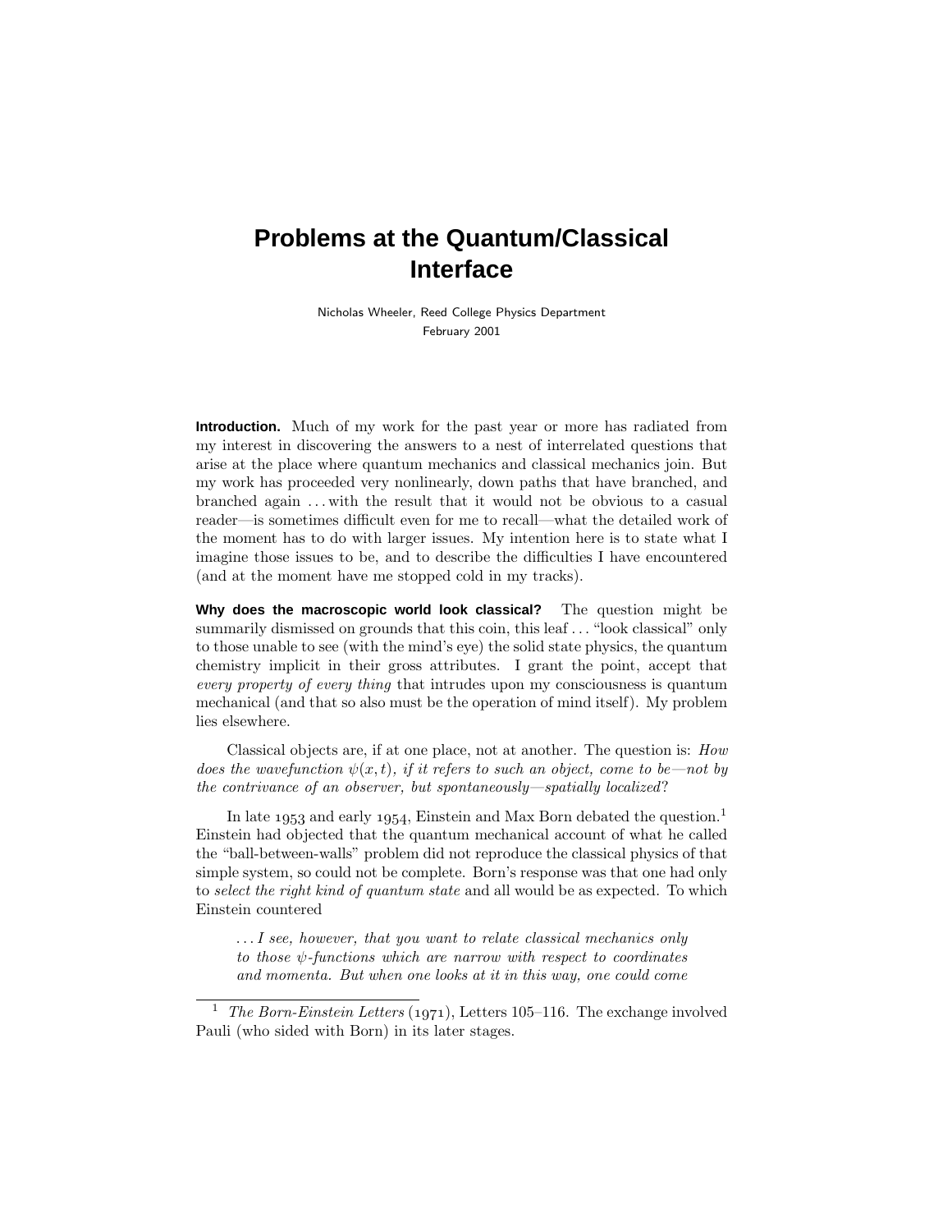# Problems at the Quantum/Classical Interface

Nicholas Wheeler, Reed College Physics Department
February 2001

**Introduction.** Much of my work for the past year or more has radiated from my interest in discovering the answers to a nest of interrelated questions that arise at the place where quantum mechanics and classical mechanics join. But my work has proceeded very nonlinearly, down paths that have branched, and branched again . . . with the result that it would not be obvious to a casual reader—is sometimes difficult even for me to recall—what the detailed work of the moment has to do with larger issues. My intention here is to state what I imagine those issues to be, and to describe the difficulties I have encountered (and at the moment have me stopped cold in my tracks).

**Why does the macroscopic world look classical?** The question might be summarily dismissed on grounds that this coin, this leaf . . . "look classical" only to those unable to see (with the mind's eye) the solid state physics, the quantum chemistry implicit in their gross attributes. I grant the point, accept that *every property of every thing* that intrudes upon my consciousness is quantum mechanical (and that so also must be the operation of mind itself). My problem lies elsewhere.

Classical objects are, if at one place, not at another. The question is: *How does the wavefunction $\psi(x,t)$, if it refers to such an object, come to be—not by the contrivance of an observer, but spontaneously—spatially localized*?

In late 1953 and early 1954, Einstein and Max Born debated the question.[1] Einstein had objected that the quantum mechanical account of what he called the "ball-between-walls" problem did not reproduce the classical physics of that simple system, so could not be complete. Born's response was that one had only to *select the right kind of quantum state* and all would be as expected. To which Einstein countered

> *. . . I see, however, that you want to relate classical mechanics only to those $\psi$-functions which are narrow with respect to coordinates and momenta. But when one looks at it in this way, one could come*

[1] *The Born-Einstein Letters* (1971), Letters 105–116. The exchange involved Pauli (who sided with Born) in its later stages.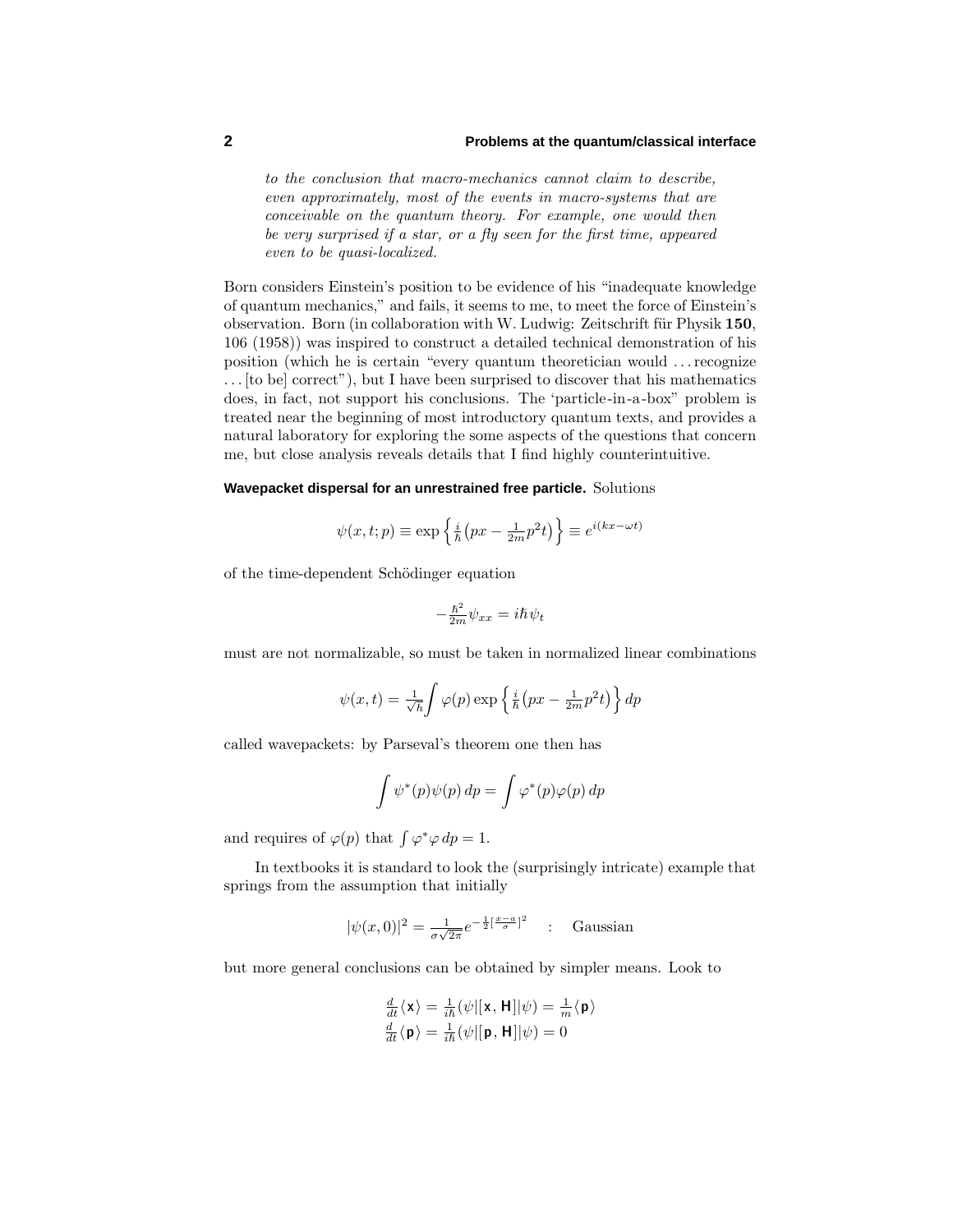*to the conclusion that macro-mechanics cannot claim to describe, even approximately, most of the events in macro-systems that are conceivable on the quantum theory. For example, one would then be very surprised if a star, or a fly seen for the first time, appeared even to be quasi-localized.*

Born considers Einstein's position to be evidence of his "inadequate knowledge of quantum mechanics," and fails, it seems to me, to meet the force of Einstein's observation. Born (in collaboration with W. Ludwig: Zeitschrift für Physik **150**, 106 (1958)) was inspired to construct a detailed technical demonstration of his position (which he is certain "every quantum theoretician would ... recognize ... [to be] correct"), but I have been surprised to discover that his mathematics does, in fact, not support his conclusions. The 'particle-in-a-box" problem is treated near the beginning of most introductory quantum texts, and provides a natural laboratory for exploring the some aspects of the questions that concern me, but close analysis reveals details that I find highly counterintuitive.

**Wavepacket dispersal for an unrestrained free particle.** Solutions

$$\psi(x,t;p) \equiv \exp\left\{\tfrac{i}{\hbar}\left(px - \tfrac{1}{2m}p^2 t\right)\right\} \equiv e^{i(kx-\omega t)}$$

of the time-dependent Schödinger equation

$$-\tfrac{\hbar^2}{2m}\psi_{xx} = i\hbar\psi_t$$

must are not normalizable, so must be taken in normalized linear combinations

$$\psi(x,t) = \tfrac{1}{\sqrt{h}}\int \varphi(p)\exp\left\{\tfrac{i}{\hbar}\left(px - \tfrac{1}{2m}p^2 t\right)\right\}dp$$

called wavepackets: by Parseval's theorem one then has

$$\int \psi^*(p)\psi(p)\,dp = \int \varphi^*(p)\varphi(p)\,dp$$

and requires of $\varphi(p)$ that $\int \varphi^*\varphi\,dp = 1$.

In textbooks it is standard to look the (surprisingly intricate) example that springs from the assumption that initially

$$|\psi(x,0)|^2 = \tfrac{1}{\sigma\sqrt{2\pi}}e^{-\frac{1}{2}\left[\frac{x-a}{\sigma}\right]^2} \quad : \quad \text{Gaussian}$$

but more general conclusions can be obtained by simpler means. Look to

$$\begin{aligned}
\tfrac{d}{dt}\langle \mathsf{x}\rangle &= \tfrac{1}{i\hbar}(\psi|[\mathsf{x},\mathsf{H}]|\psi) = \tfrac{1}{m}\langle \mathsf{p}\rangle \\
\tfrac{d}{dt}\langle \mathsf{p}\rangle &= \tfrac{1}{i\hbar}(\psi|[\mathsf{p},\mathsf{H}]|\psi) = 0
\end{aligned}$$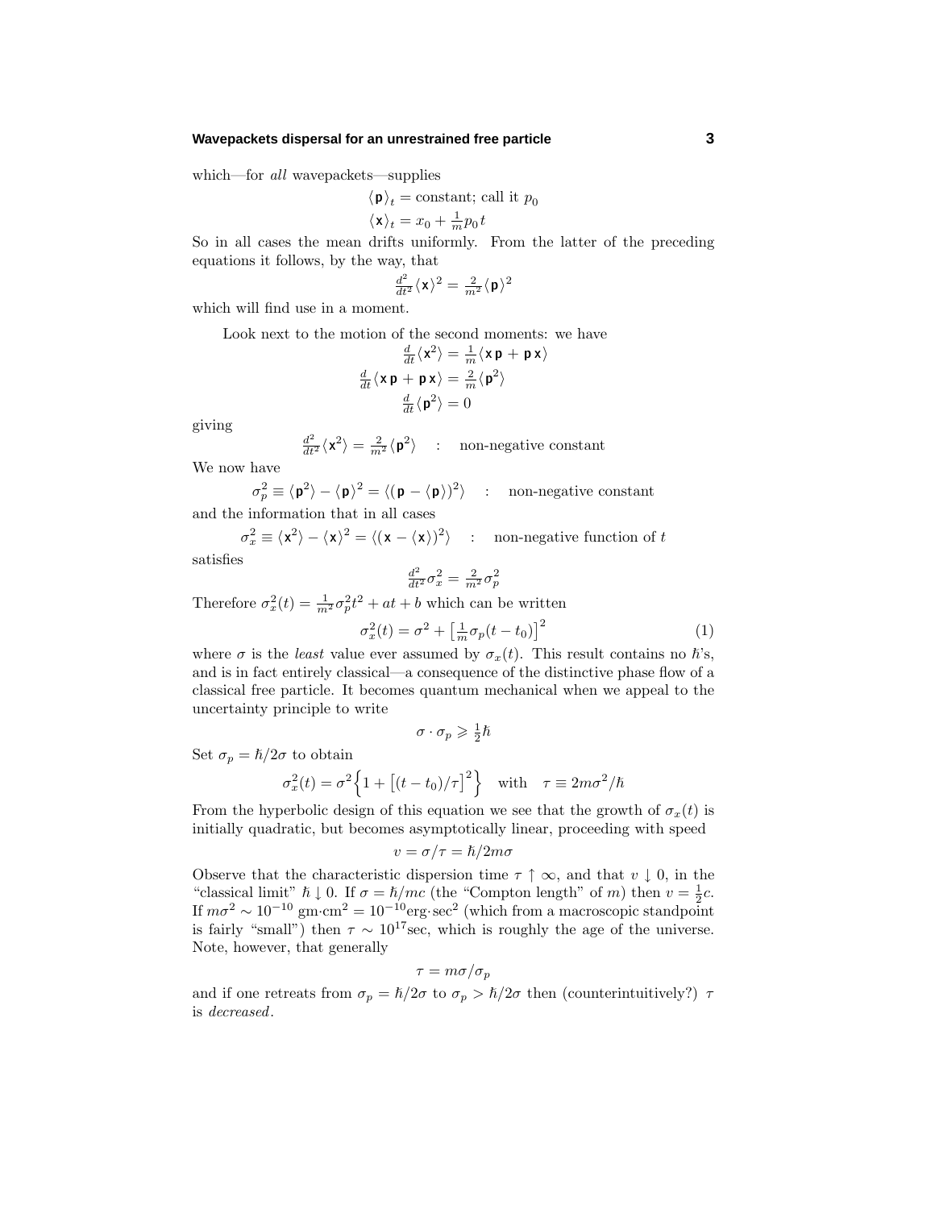which—for *all* wavepackets—supplies

$$\langle \mathsf{p} \rangle_t = \text{constant; call it } p_0$$
$$\langle \mathsf{x} \rangle_t = x_0 + \tfrac{1}{m} p_0 t$$

So in all cases the mean drifts uniformly. From the latter of the preceding equations it follows, by the way, that

$$\tfrac{d^2}{dt^2} \langle \mathsf{x} \rangle^2 = \tfrac{2}{m^2} \langle \mathsf{p} \rangle^2$$

which will find use in a moment.

Look next to the motion of the second moments: we have

$$\tfrac{d}{dt} \langle \mathsf{x}^2 \rangle = \tfrac{1}{m} \langle \mathsf{x}\,\mathsf{p} + \mathsf{p}\,\mathsf{x} \rangle$$
$$\tfrac{d}{dt} \langle \mathsf{x}\,\mathsf{p} + \mathsf{p}\,\mathsf{x} \rangle = \tfrac{2}{m} \langle \mathsf{p}^2 \rangle$$
$$\tfrac{d}{dt} \langle \mathsf{p}^2 \rangle = 0$$

giving

$$\tfrac{d^2}{dt^2} \langle \mathsf{x}^2 \rangle = \tfrac{2}{m^2} \langle \mathsf{p}^2 \rangle \quad : \quad \text{non-negative constant}$$

We now have

$$\sigma_p^2 \equiv \langle \mathsf{p}^2 \rangle - \langle \mathsf{p} \rangle^2 = \langle (\mathsf{p} - \langle \mathsf{p} \rangle)^2 \rangle \quad : \quad \text{non-negative constant}$$

and the information that in all cases

$$\sigma_x^2 \equiv \langle \mathsf{x}^2 \rangle - \langle \mathsf{x} \rangle^2 = \langle (\mathsf{x} - \langle \mathsf{x} \rangle)^2 \rangle \quad : \quad \text{non-negative function of } t$$

satisfies

$$\tfrac{d^2}{dt^2} \sigma_x^2 = \tfrac{2}{m^2} \sigma_p^2$$

Therefore $\sigma_x^2(t) = \frac{1}{m^2}\sigma_p^2 t^2 + at + b$ which can be written

$$\sigma_x^2(t) = \sigma^2 + \left[\tfrac{1}{m}\sigma_p (t - t_0)\right]^2 \tag{1}$$

where $\sigma$ is the *least* value ever assumed by $\sigma_x(t)$. This result contains no $\hbar$'s, and is in fact entirely classical—a consequence of the distinctive phase flow of a classical free particle. It becomes quantum mechanical when we appeal to the uncertainty principle to write

$$\sigma \cdot \sigma_p \geqslant \tfrac{1}{2}\hbar$$

Set $\sigma_p = \hbar/2\sigma$ to obtain

$$\sigma_x^2(t) = \sigma^2 \Big\{ 1 + \left[(t - t_0)/\tau\right]^2 \Big\} \quad \text{with} \quad \tau \equiv 2m\sigma^2/\hbar$$

From the hyperbolic design of this equation we see that the growth of $\sigma_x(t)$ is initially quadratic, but becomes asymptotically linear, proceeding with speed

$$v = \sigma/\tau = \hbar/2m\sigma$$

Observe that the characteristic dispersion time $\tau \uparrow \infty$, and that $v \downarrow 0$, in the "classical limit" $\hbar \downarrow 0$. If $\sigma = \hbar/mc$ (the "Compton length" of $m$) then $v = \frac{1}{2}c$. If $m\sigma^2 \sim 10^{-10}\ \text{gm}\cdot\text{cm}^2 = 10^{-10}\text{erg}\cdot\text{sec}^2$ (which from a macroscopic standpoint is fairly "small") then $\tau \sim 10^{17}$sec, which is roughly the age of the universe. Note, however, that generally

$$\tau = m\sigma/\sigma_p$$

and if one retreats from $\sigma_p = \hbar/2\sigma$ to $\sigma_p > \hbar/2\sigma$ then (counterintuitively?) $\tau$ is *decreased*.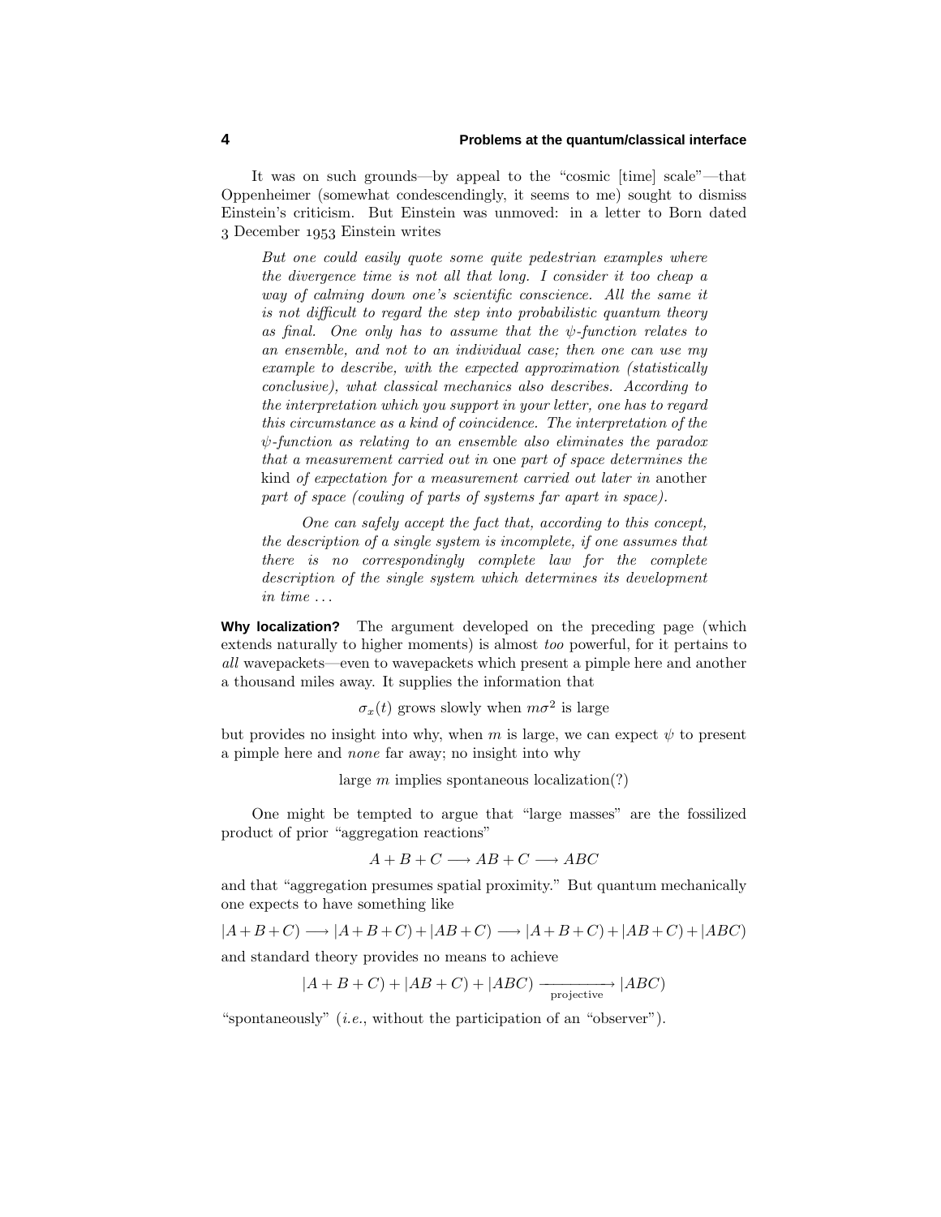It was on such grounds—by appeal to the "cosmic [time] scale"—that Oppenheimer (somewhat condescendingly, it seems to me) sought to dismiss Einstein's criticism. But Einstein was unmoved: in a letter to Born dated 3 December 1953 Einstein writes

> *But one could easily quote some quite pedestrian examples where the divergence time is not all that long. I consider it too cheap a way of calming down one's scientific conscience. All the same it is not difficult to regard the step into probabilistic quantum theory as final. One only has to assume that the $\psi$-function relates to an ensemble, and not to an individual case; then one can use my example to describe, with the expected approximation (statistically conclusive), what classical mechanics also describes. According to the interpretation which you support in your letter, one has to regard this circumstance as a kind of coincidence. The interpretation of the $\psi$-function as relating to an ensemble also eliminates the paradox that a measurement carried out in* one *part of space determines the* kind *of expectation for a measurement carried out later in* another *part of space (couling of parts of systems far apart in space).*
>
> *One can safely accept the fact that, according to this concept, the description of a single system is incomplete, if one assumes that there is no correspondingly complete law for the complete description of the single system which determines its development in time ...*

**Why localization?** The argument developed on the preceding page (which extends naturally to higher moments) is almost *too* powerful, for it pertains to *all* wavepackets—even to wavepackets which present a pimple here and another a thousand miles away. It supplies the information that

$$\sigma_x(t) \text{ grows slowly when } m\sigma^2 \text{ is large}$$

but provides no insight into why, when $m$ is large, we can expect $\psi$ to present a pimple here and *none* far away; no insight into why

$$\text{large } m \text{ implies spontaneous localization(?)}$$

One might be tempted to argue that "large masses" are the fossilized product of prior "aggregation reactions"

$$A + B + C \longrightarrow AB + C \longrightarrow ABC$$

and that "aggregation presumes spatial proximity." But quantum mechanically one expects to have something like

$$|A+B+C) \longrightarrow |A+B+C) + |AB+C) \longrightarrow |A+B+C) + |AB+C) + |ABC)$$

and standard theory provides no means to achieve

$$|A+B+C) + |AB+C) + |ABC) \xrightarrow[\text{projective}]{} |ABC)$$

"spontaneously" (*i.e.*, without the participation of an "observer").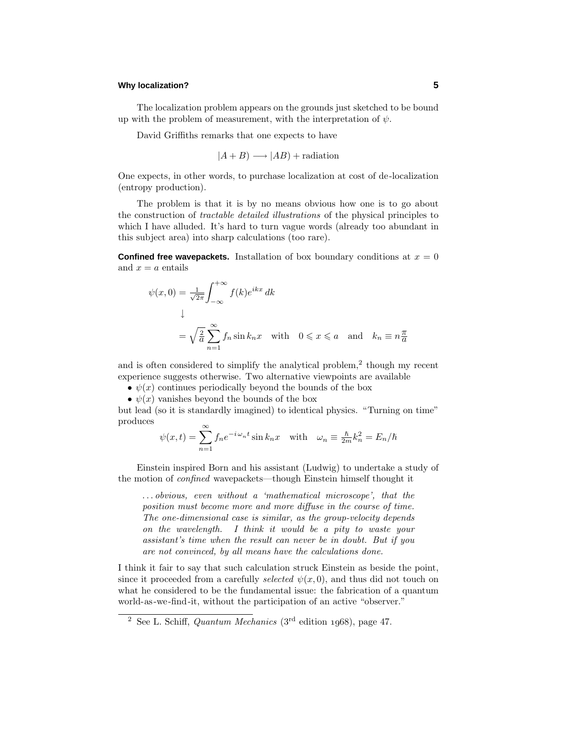The localization problem appears on the grounds just sketched to be bound up with the problem of measurement, with the interpretation of $\psi$.

David Griffiths remarks that one expects to have

$$|A+B) \longrightarrow |AB) + \text{radiation}$$

One expects, in other words, to purchase localization at cost of de-localization (entropy production).

The problem is that it is by no means obvious how one is to go about the construction of *tractable detailed illustrations* of the physical principles to which I have alluded. It's hard to turn vague words (already too abundant in this subject area) into sharp calculations (too rare).

**Confined free wavepackets.** Installation of box boundary conditions at $x=0$ and $x=a$ entails

$$\begin{aligned}
\psi(x,0) &= \tfrac{1}{\sqrt{2\pi}}\int_{-\infty}^{+\infty} f(k)e^{ikx}\,dk \\
&\quad\downarrow \\
&= \sqrt{\tfrac{2}{a}}\sum_{n=1}^{\infty} f_n \sin k_n x \quad \text{with} \quad 0 \leqslant x \leqslant a \quad \text{and} \quad k_n \equiv n\frac{\pi}{a}
\end{aligned}$$

and is often considered to simplify the analytical problem,[2] though my recent experience suggests otherwise. Two alternative viewpoints are available

- $\psi(x)$ continues periodically beyond the bounds of the box
- $\psi(x)$ vanishes beyond the bounds of the box

but lead (so it is standardly imagined) to identical physics. "Turning on time" produces

$$\psi(x,t) = \sum_{n=1}^{\infty} f_n e^{-i\,\omega_n t}\sin k_n x \quad \text{with} \quad \omega_n \equiv \tfrac{\hbar}{2m}k_n^2 = E_n/\hbar$$

Einstein inspired Born and his assistant (Ludwig) to undertake a study of the motion of *confined* wavepackets—though Einstein himself thought it

> *. . . obvious, even without a 'mathematical microscope', that the position must become more and more diffuse in the course of time. The one-dimensional case is similar, as the group-velocity depends on the wavelength. I think it would be a pity to waste your assistant's time when the result can never be in doubt. But if you are not convinced, by all means have the calculations done.*

I think it fair to say that such calculation struck Einstein as beside the point, since it proceeded from a carefully *selected* $\psi(x,0)$, and thus did not touch on what he considered to be the fundamental issue: the fabrication of a quantum world-as-we-find-it, without the participation of an active "observer."

---

[2] See L. Schiff, *Quantum Mechanics* (3rd edition 1968), page 47.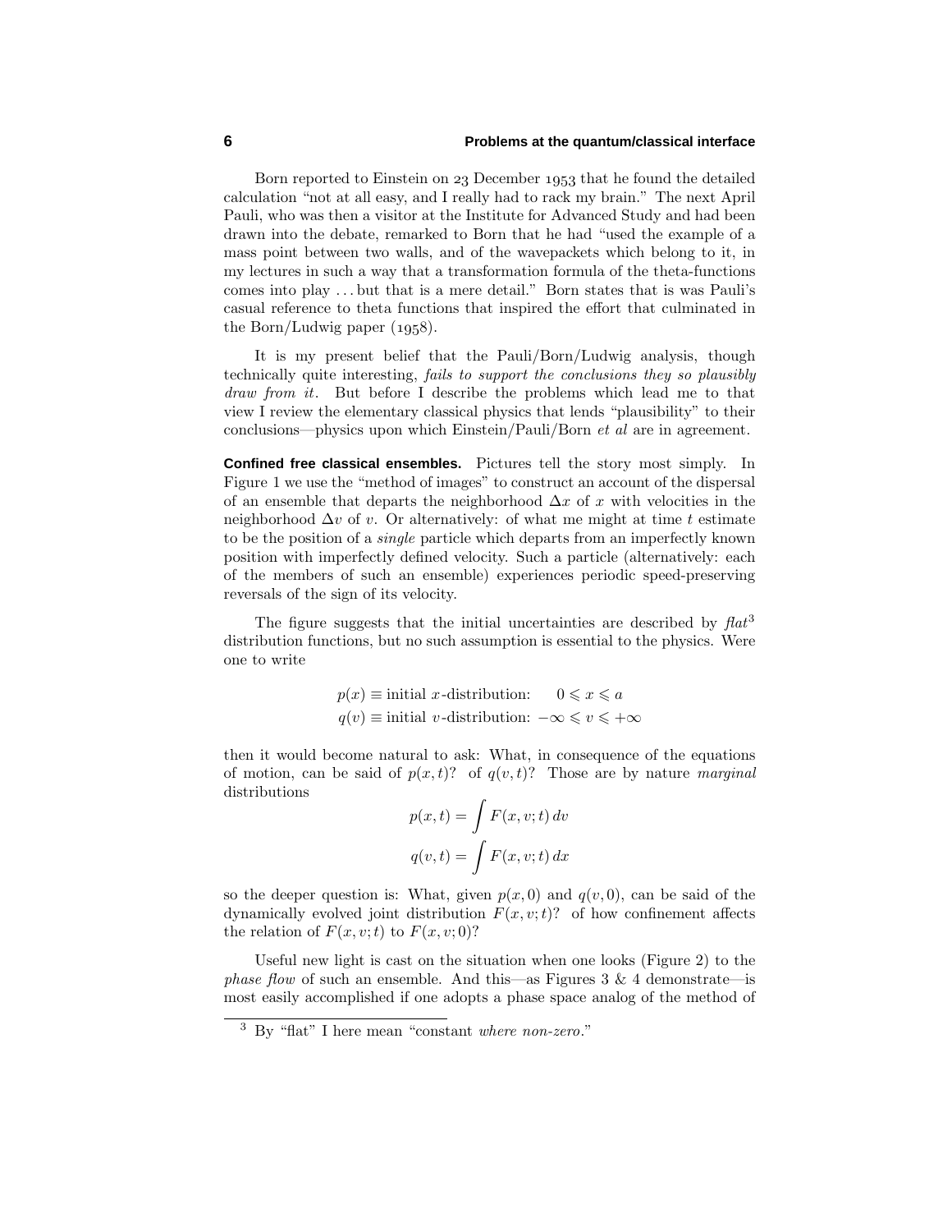Born reported to Einstein on 23 December 1953 that he found the detailed calculation "not at all easy, and I really had to rack my brain." The next April Pauli, who was then a visitor at the Institute for Advanced Study and had been drawn into the debate, remarked to Born that he had "used the example of a mass point between two walls, and of the wavepackets which belong to it, in my lectures in such a way that a transformation formula of the theta-functions comes into play . . . but that is a mere detail." Born states that is was Pauli's casual reference to theta functions that inspired the effort that culminated in the Born/Ludwig paper (1958).

It is my present belief that the Pauli/Born/Ludwig analysis, though technically quite interesting, *fails to support the conclusions they so plausibly draw from it*. But before I describe the problems which lead me to that view I review the elementary classical physics that lends "plausibility" to their conclusions—physics upon which Einstein/Pauli/Born *et al* are in agreement.

**Confined free classical ensembles.** Pictures tell the story most simply. In Figure 1 we use the "method of images" to construct an account of the dispersal of an ensemble that departs the neighborhood $\Delta x$ of $x$ with velocities in the neighborhood $\Delta v$ of $v$. Or alternatively: of what me might at time $t$ estimate to be the position of a *single* particle which departs from an imperfectly known position with imperfectly defined velocity. Such a particle (alternatively: each of the members of such an ensemble) experiences periodic speed-preserving reversals of the sign of its velocity.

The figure suggests that the initial uncertainties are described by *flat*[3] distribution functions, but no such assumption is essential to the physics. Were one to write

$$
\begin{aligned}
p(x) &\equiv \text{initial } x\text{-distribution:} \quad 0 \leqslant x \leqslant a \\
q(v) &\equiv \text{initial } v\text{-distribution:} \; -\infty \leqslant v \leqslant +\infty
\end{aligned}
$$

then it would become natural to ask: What, in consequence of the equations of motion, can be said of $p(x,t)$? of $q(v,t)$? Those are by nature *marginal* distributions

$$
\begin{aligned}
p(x,t) &= \int F(x,v;t)\,dv \\
q(v,t) &= \int F(x,v;t)\,dx
\end{aligned}
$$

so the deeper question is: What, given $p(x,0)$ and $q(v,0)$, can be said of the dynamically evolved joint distribution $F(x,v;t)$? of how confinement affects the relation of $F(x,v;t)$ to $F(x,v;0)$?

Useful new light is cast on the situation when one looks (Figure 2) to the *phase flow* of such an ensemble. And this—as Figures 3 & 4 demonstrate—is most easily accomplished if one adopts a phase space analog of the method of

[3] By "flat" I here mean "constant *where non-zero*."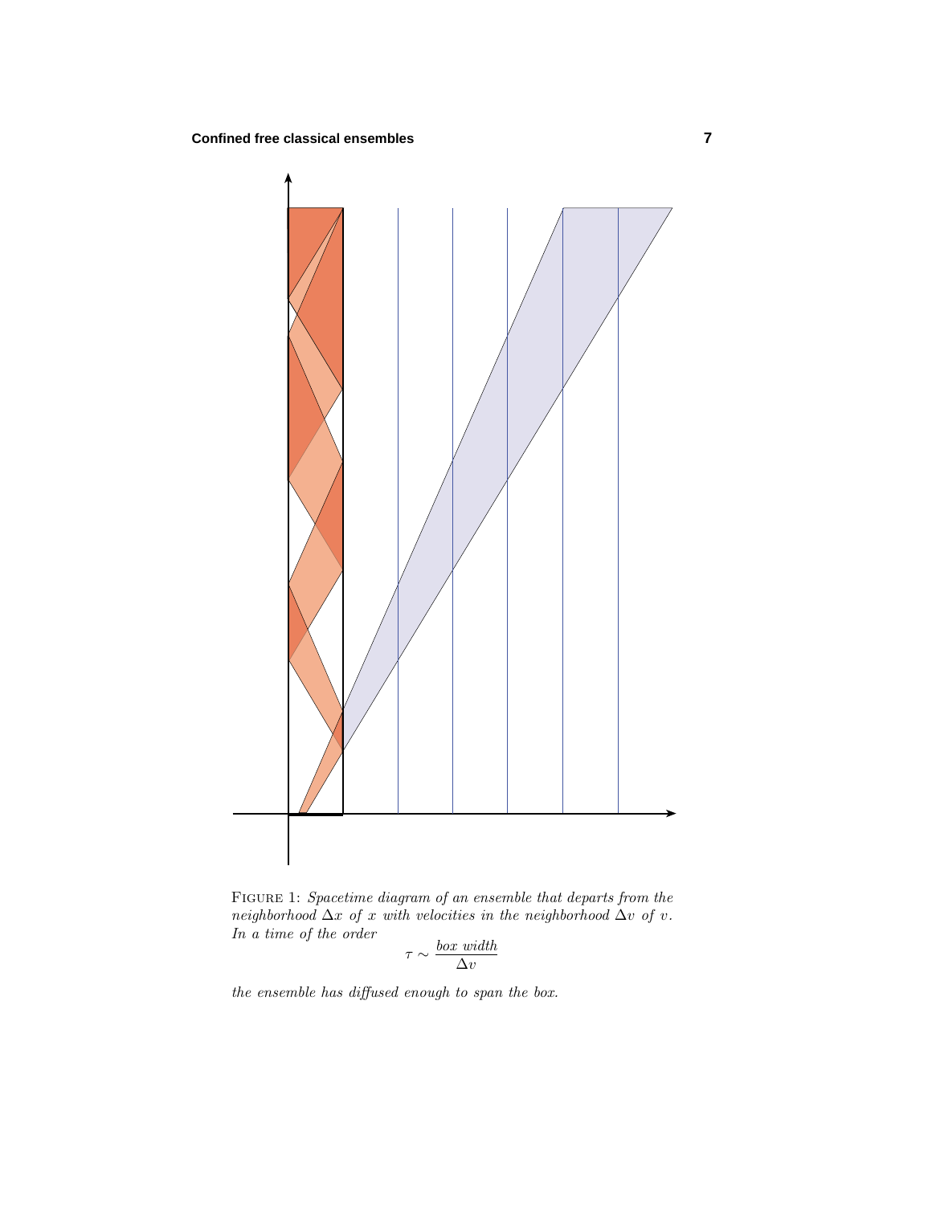FIGURE 1: *Spacetime diagram of an ensemble that departs from the neighborhood $\Delta x$ of $x$ with velocities in the neighborhood $\Delta v$ of $v$. In a time of the order*

$$\tau \sim \frac{\textit{box width}}{\Delta v}$$

*the ensemble has diffused enough to span the box.*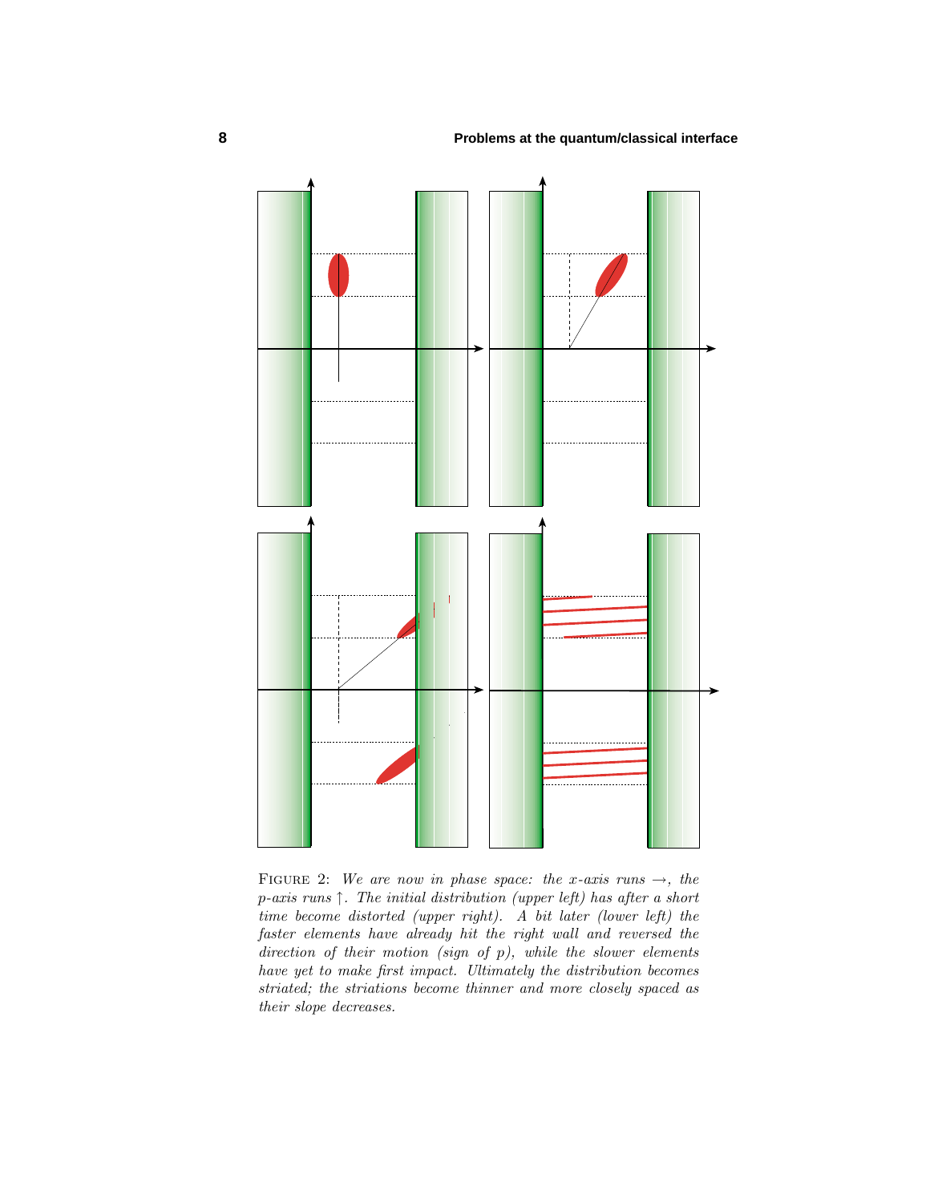FIGURE 2: *We are now in phase space: the $x$-axis runs $\rightarrow$, the $p$-axis runs $\uparrow$. The initial distribution (upper left) has after a short time become distorted (upper right). A bit later (lower left) the faster elements have already hit the right wall and reversed the direction of their motion (sign of $p$), while the slower elements have yet to make first impact. Ultimately the distribution becomes striated; the striations become thinner and more closely spaced as their slope decreases.*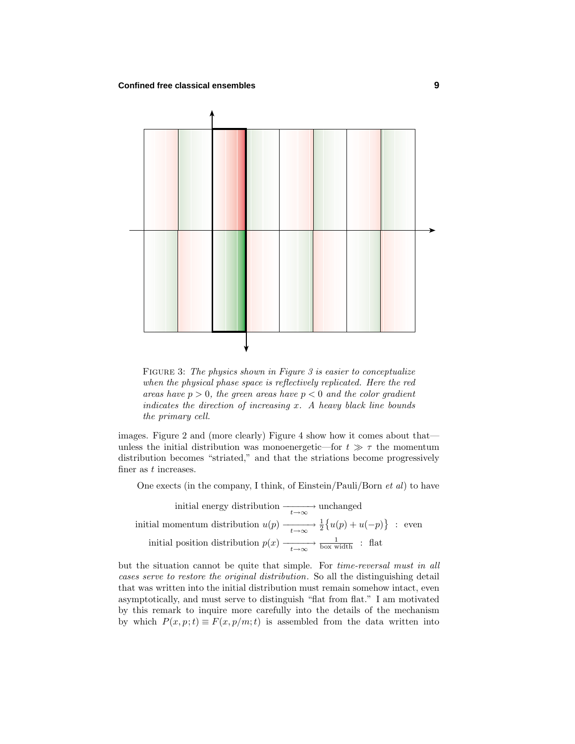FIGURE 3: *The physics shown in Figure 3 is easier to conceptualize when the physical phase space is reflectively replicated. Here the red areas have $p > 0$, the green areas have $p < 0$ and the color gradient indicates the direction of increasing $x$. A heavy black line bounds the primary cell.*

images. Figure 2 and (more clearly) Figure 4 show how it comes about that—unless the initial distribution was monoenergetic—for $t \gg \tau$ the momentum distribution becomes "striated," and that the striations become progressively finer as $t$ increases.

One exects (in the company, I think, of Einstein/Pauli/Born *et al*) to have

$$
\begin{aligned}
\text{initial energy distribution} &\xrightarrow[t\to\infty]{} \text{unchanged}\\
\text{initial momentum distribution } u(p) &\xrightarrow[t\to\infty]{} \tfrac{1}{2}\big\{u(p)+u(-p)\big\} \ \ : \ \text{even}\\
\text{initial position distribution } p(x) &\xrightarrow[t\to\infty]{} \tfrac{1}{\text{box width}} \ \ : \ \text{flat}
\end{aligned}
$$

but the situation cannot be quite that simple. For *time-reversal must in all cases serve to restore the original distribution*. So all the distinguishing detail that was written into the initial distribution must remain somehow intact, even asymptotically, and must serve to distinguish "flat from flat." I am motivated by this remark to inquire more carefully into the details of the mechanism by which $P(x, p; t) \equiv F(x, p/m; t)$ is assembled from the data written into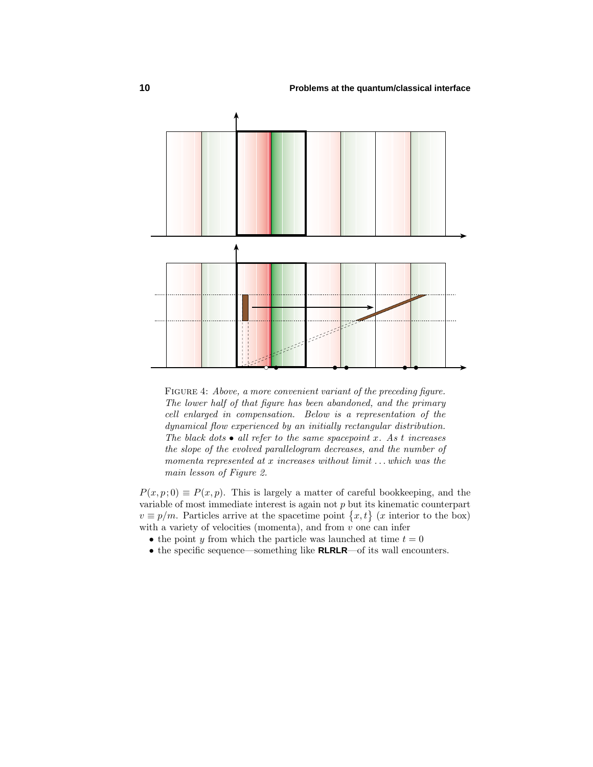FIGURE 4: *Above, a more convenient variant of the preceding figure. The lower half of that figure has been abandoned, and the primary cell enlarged in compensation. Below is a representation of the dynamical flow experienced by an initially rectangular distribution. The black dots • all refer to the same spacepoint $x$. As $t$ increases the slope of the evolved parallelogram decreases, and the number of momenta represented at $x$ increases without limit . . . which was the main lesson of Figure 2.*

$P(x, p; 0) \equiv P(x, p)$. This is largely a matter of careful bookkeeping, and the variable of most immediate interest is again not $p$ but its kinematic counterpart $v \equiv p/m$. Particles arrive at the spacetime point $\{x, t\}$ ($x$ interior to the box) with a variety of velocities (momenta), and from $v$ one can infer

- the point $y$ from which the particle was launched at time $t = 0$
- the specific sequence—something like **RLRLR**—of its wall encounters.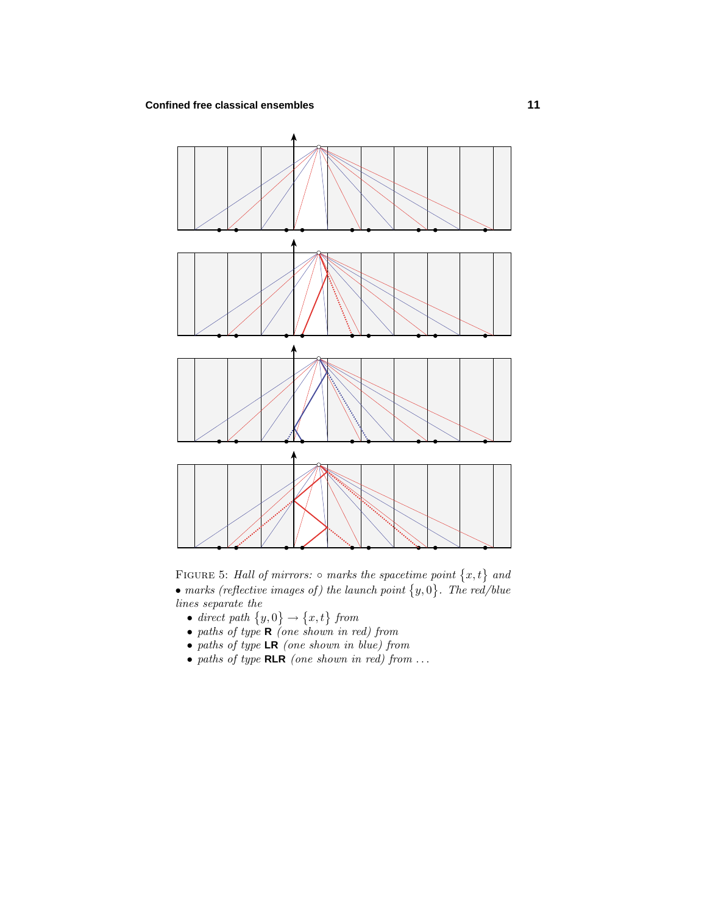Figure 5: *Hall of mirrors:* ∘ *marks the spacetime point* $\{x,t\}$ *and* • *marks (reflective images of) the launch point* $\{y,0\}$. *The red/blue lines separate the*

- *direct path* $\{y,0\}\rightarrow\{x,t\}$ *from*
- *paths of type* **R** *(one shown in red) from*
- *paths of type* **LR** *(one shown in blue) from*
- *paths of type* **RLR** *(one shown in red) from ...*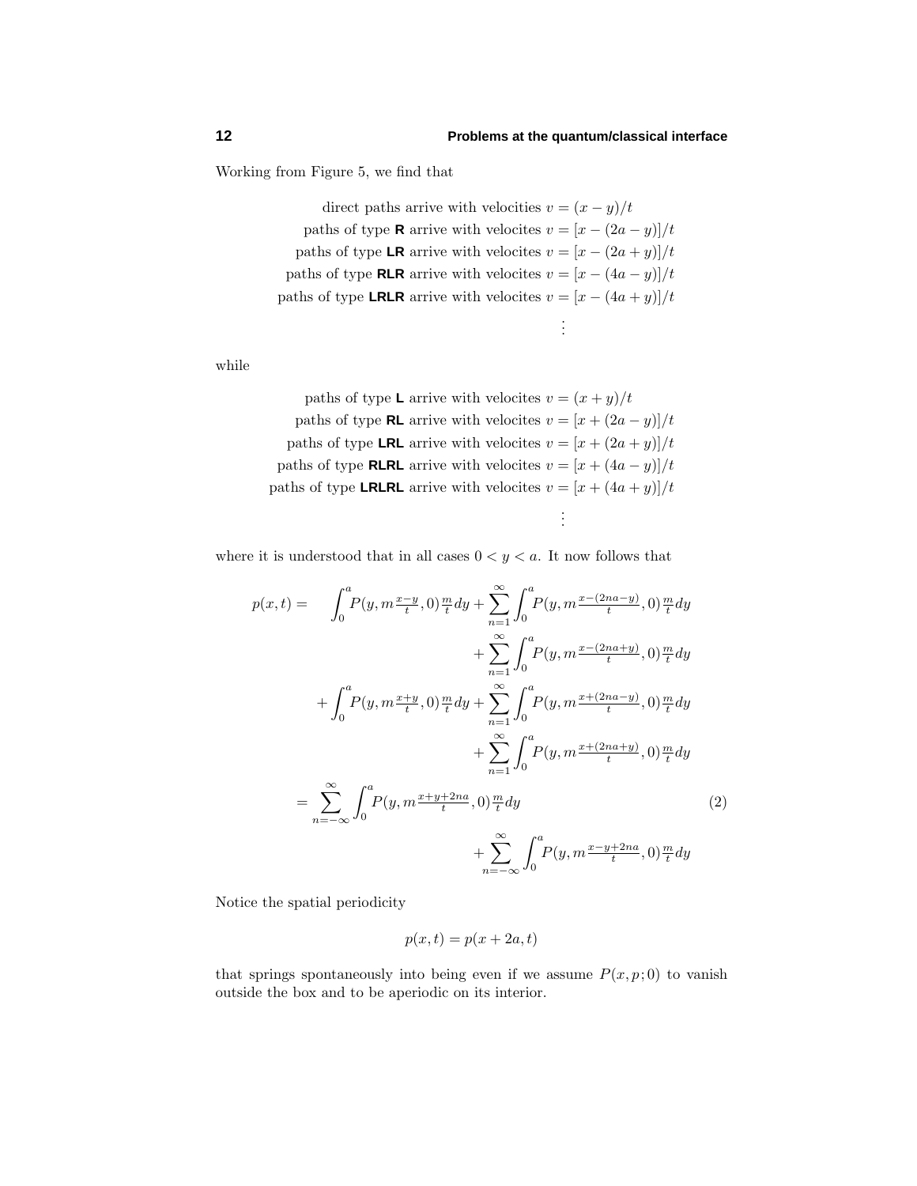Working from Figure 5, we find that

$$
\begin{aligned}
\text{direct paths arrive with velocities } v &= (x-y)/t\\
\text{paths of type } \textbf{R} \text{ arrive with velocites } v &= [x-(2a-y)]/t\\
\text{paths of type } \textbf{LR} \text{ arrive with velocites } v &= [x-(2a+y)]/t\\
\text{paths of type } \textbf{RLR} \text{ arrive with velocites } v &= [x-(4a-y)]/t\\
\text{paths of type } \textbf{LRLR} \text{ arrive with velocites } v &= [x-(4a+y)]/t\\
&\vdots
\end{aligned}
$$

while

$$
\begin{aligned}
\text{paths of type } \textbf{L} \text{ arrive with velocites } v &= (x+y)/t\\
\text{paths of type } \textbf{RL} \text{ arrive with velocites } v &= [x+(2a-y)]/t\\
\text{paths of type } \textbf{LRL} \text{ arrive with velocites } v &= [x+(2a+y)]/t\\
\text{paths of type } \textbf{RLRL} \text{ arrive with velocites } v &= [x+(4a-y)]/t\\
\text{paths of type } \textbf{LRLRL} \text{ arrive with velocites } v &= [x+(4a+y)]/t\\
&\vdots
\end{aligned}
$$

where it is understood that in all cases $0 < y < a$. It now follows that

$$
\begin{aligned}
p(x,t) = \quad & \int_0^a P(y, m\tfrac{x-y}{t}, 0)\tfrac{m}{t}dy + \sum_{n=1}^{\infty}\int_0^a P(y, m\tfrac{x-(2na-y)}{t}, 0)\tfrac{m}{t}dy\\
& \qquad + \sum_{n=1}^{\infty}\int_0^a P(y, m\tfrac{x-(2na+y)}{t}, 0)\tfrac{m}{t}dy\\
& + \int_0^a P(y, m\tfrac{x+y}{t}, 0)\tfrac{m}{t}dy + \sum_{n=1}^{\infty}\int_0^a P(y, m\tfrac{x+(2na-y)}{t}, 0)\tfrac{m}{t}dy\\
& \qquad + \sum_{n=1}^{\infty}\int_0^a P(y, m\tfrac{x+(2na+y)}{t}, 0)\tfrac{m}{t}dy\\
= \quad & \sum_{n=-\infty}^{\infty}\int_0^a P(y, m\tfrac{x+y+2na}{t}, 0)\tfrac{m}{t}dy \qquad\qquad (2)\\
& \qquad + \sum_{n=-\infty}^{\infty}\int_0^a P(y, m\tfrac{x-y+2na}{t}, 0)\tfrac{m}{t}dy
\end{aligned}
$$

Notice the spatial periodicity

$$
p(x,t) = p(x+2a,t)
$$

that springs spontaneously into being even if we assume $P(x,p;0)$ to vanish outside the box and to be aperiodic on its interior.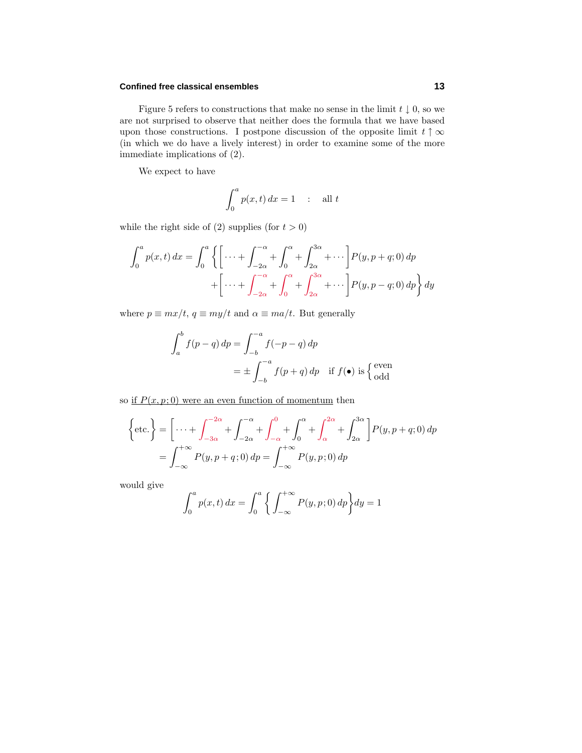Figure 5 refers to constructions that make no sense in the limit $t \downarrow 0$, so we are not surprised to observe that neither does the formula that we have based upon those constructions. I postpone discussion of the opposite limit $t \uparrow \infty$ (in which we do have a lively interest) in order to examine some of the more immediate implications of (2).

We expect to have

$$\int_0^a p(x,t)\,dx = 1 \quad : \quad \text{all } t$$

while the right side of (2) supplies (for $t > 0$)

$$\begin{aligned}\int_0^a p(x,t)\,dx = \int_0^a \Bigg\{ &\left[ \cdots + \int_{-2\alpha}^{-\alpha} + \int_0^{\alpha} + \int_{2\alpha}^{3\alpha} + \cdots \right] P(y, p+q; 0)\,dp \\ &+ \left[ \cdots + \int_{-2\alpha}^{-\alpha} + \int_0^{\alpha} + \int_{2\alpha}^{3\alpha} + \cdots \right] P(y, p-q; 0)\,dp \Bigg\}\,dy\end{aligned}$$

where $p \equiv mx/t$, $q \equiv my/t$ and $\alpha \equiv ma/t$. But generally

$$\begin{aligned}\int_a^b f(p-q)\,dp &= \int_{-b}^{-a} f(-p-q)\,dp \\ &= \pm \int_{-b}^{-a} f(p+q)\,dp \quad \text{if } f(\bullet) \text{ is } \begin{cases}\text{even}\\ \text{odd}\end{cases}\end{aligned}$$

so <u>if $P(x,p;0)$ were an even function of momentum</u> then

$$\begin{aligned}\Big\{\text{etc.}\Big\} &= \left[ \cdots + \int_{-3\alpha}^{-2\alpha} + \int_{-2\alpha}^{-\alpha} + \int_{-\alpha}^{0} + \int_0^{\alpha} + \int_{\alpha}^{2\alpha} + \int_{2\alpha}^{3\alpha} \right] P(y, p+q; 0)\,dp \\ &= \int_{-\infty}^{+\infty} P(y, p+q; 0)\,dp = \int_{-\infty}^{+\infty} P(y, p; 0)\,dp\end{aligned}$$

would give

$$\int_0^a p(x,t)\,dx = \int_0^a \left\{ \int_{-\infty}^{+\infty} P(y,p;0)\,dp \right\} dy = 1$$